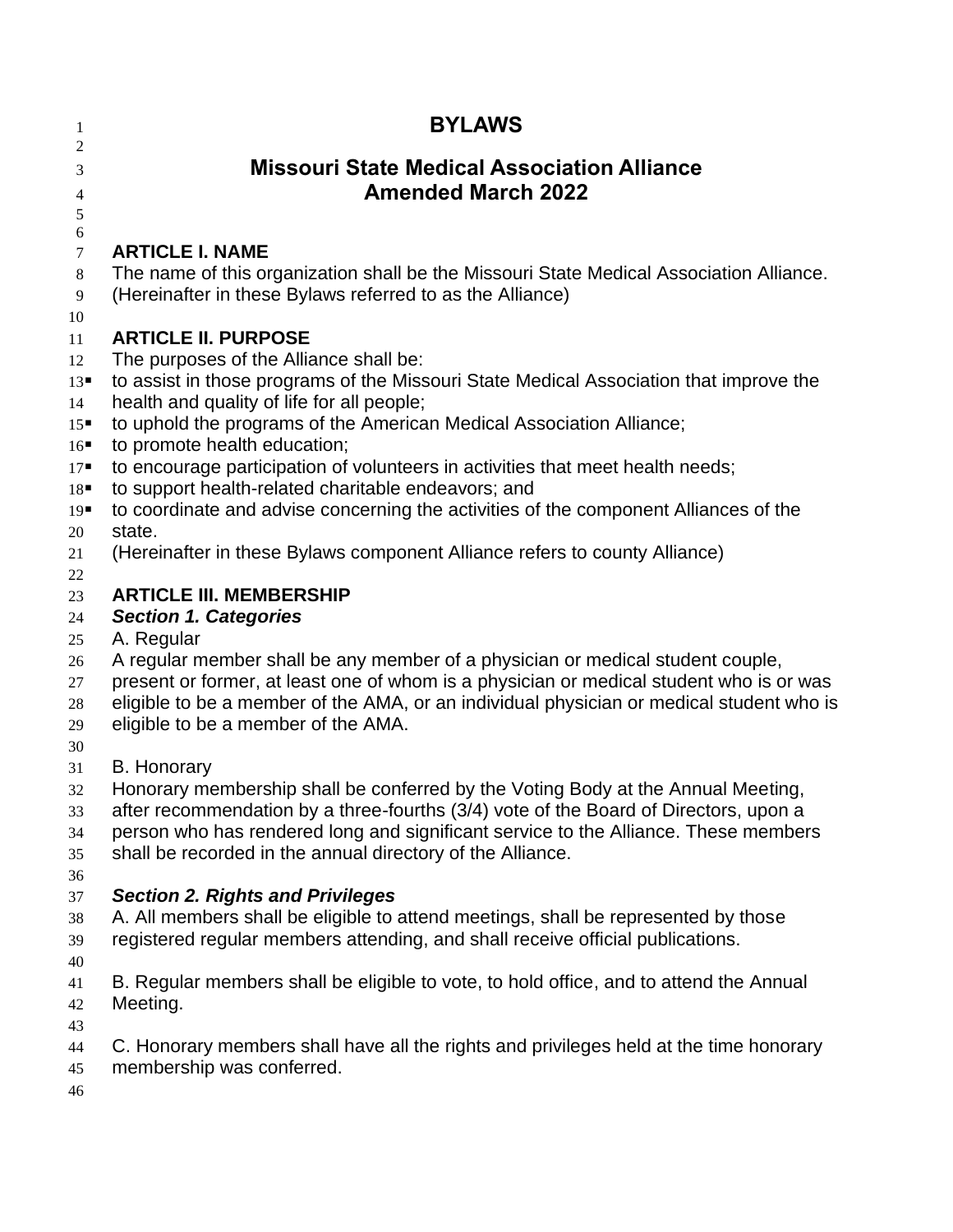# BYLAWS

## Missouri State Medical Association Alliance
## Amended March 2022

### ARTICLE I. NAME

The name of this organization shall be the Missouri State Medical Association Alliance. (Hereinafter in these Bylaws referred to as the Alliance)

### ARTICLE II. PURPOSE

The purposes of the Alliance shall be:

- to assist in those programs of the Missouri State Medical Association that improve the health and quality of life for all people;
- to uphold the programs of the American Medical Association Alliance;
- to promote health education;
- to encourage participation of volunteers in activities that meet health needs;
- to support health-related charitable endeavors; and
- to coordinate and advise concerning the activities of the component Alliances of the state.

(Hereinafter in these Bylaws component Alliance refers to county Alliance)

### ARTICLE III. MEMBERSHIP

***Section 1. Categories***

A. Regular

A regular member shall be any member of a physician or medical student couple, present or former, at least one of whom is a physician or medical student who is or was eligible to be a member of the AMA, or an individual physician or medical student who is eligible to be a member of the AMA.

B. Honorary

Honorary membership shall be conferred by the Voting Body at the Annual Meeting, after recommendation by a three-fourths (3/4) vote of the Board of Directors, upon a person who has rendered long and significant service to the Alliance. These members shall be recorded in the annual directory of the Alliance.

***Section 2. Rights and Privileges***

A. All members shall be eligible to attend meetings, shall be represented by those registered regular members attending, and shall receive official publications.

B. Regular members shall be eligible to vote, to hold office, and to attend the Annual Meeting.

C. Honorary members shall have all the rights and privileges held at the time honorary membership was conferred.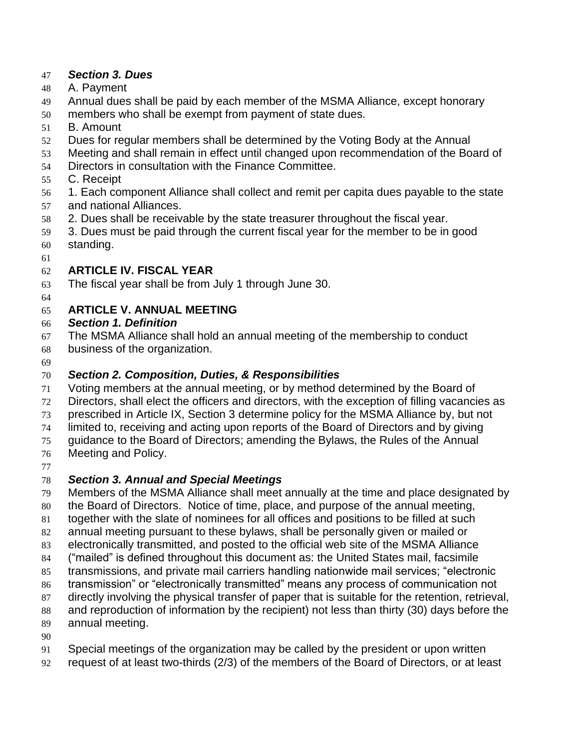### *Section 3. Dues*

A. Payment

Annual dues shall be paid by each member of the MSMA Alliance, except honorary members who shall be exempt from payment of state dues.

B. Amount

Dues for regular members shall be determined by the Voting Body at the Annual Meeting and shall remain in effect until changed upon recommendation of the Board of Directors in consultation with the Finance Committee.

C. Receipt

1. Each component Alliance shall collect and remit per capita dues payable to the state and national Alliances.
2. Dues shall be receivable by the state treasurer throughout the fiscal year.
3. Dues must be paid through the current fiscal year for the member to be in good standing.

## ARTICLE IV. FISCAL YEAR

The fiscal year shall be from July 1 through June 30.

## ARTICLE V. ANNUAL MEETING

### *Section 1. Definition*

The MSMA Alliance shall hold an annual meeting of the membership to conduct business of the organization.

### *Section 2. Composition, Duties, & Responsibilities*

Voting members at the annual meeting, or by method determined by the Board of Directors, shall elect the officers and directors, with the exception of filling vacancies as prescribed in Article IX, Section 3 determine policy for the MSMA Alliance by, but not limited to, receiving and acting upon reports of the Board of Directors and by giving guidance to the Board of Directors; amending the Bylaws, the Rules of the Annual Meeting and Policy.

### *Section 3. Annual and Special Meetings*

Members of the MSMA Alliance shall meet annually at the time and place designated by the Board of Directors. Notice of time, place, and purpose of the annual meeting, together with the slate of nominees for all offices and positions to be filled at such annual meeting pursuant to these bylaws, shall be personally given or mailed or electronically transmitted, and posted to the official web site of the MSMA Alliance ("mailed" is defined throughout this document as: the United States mail, facsimile transmissions, and private mail carriers handling nationwide mail services; "electronic transmission" or "electronically transmitted" means any process of communication not directly involving the physical transfer of paper that is suitable for the retention, retrieval, and reproduction of information by the recipient) not less than thirty (30) days before the annual meeting.

Special meetings of the organization may be called by the president or upon written request of at least two-thirds (2/3) of the members of the Board of Directors, or at least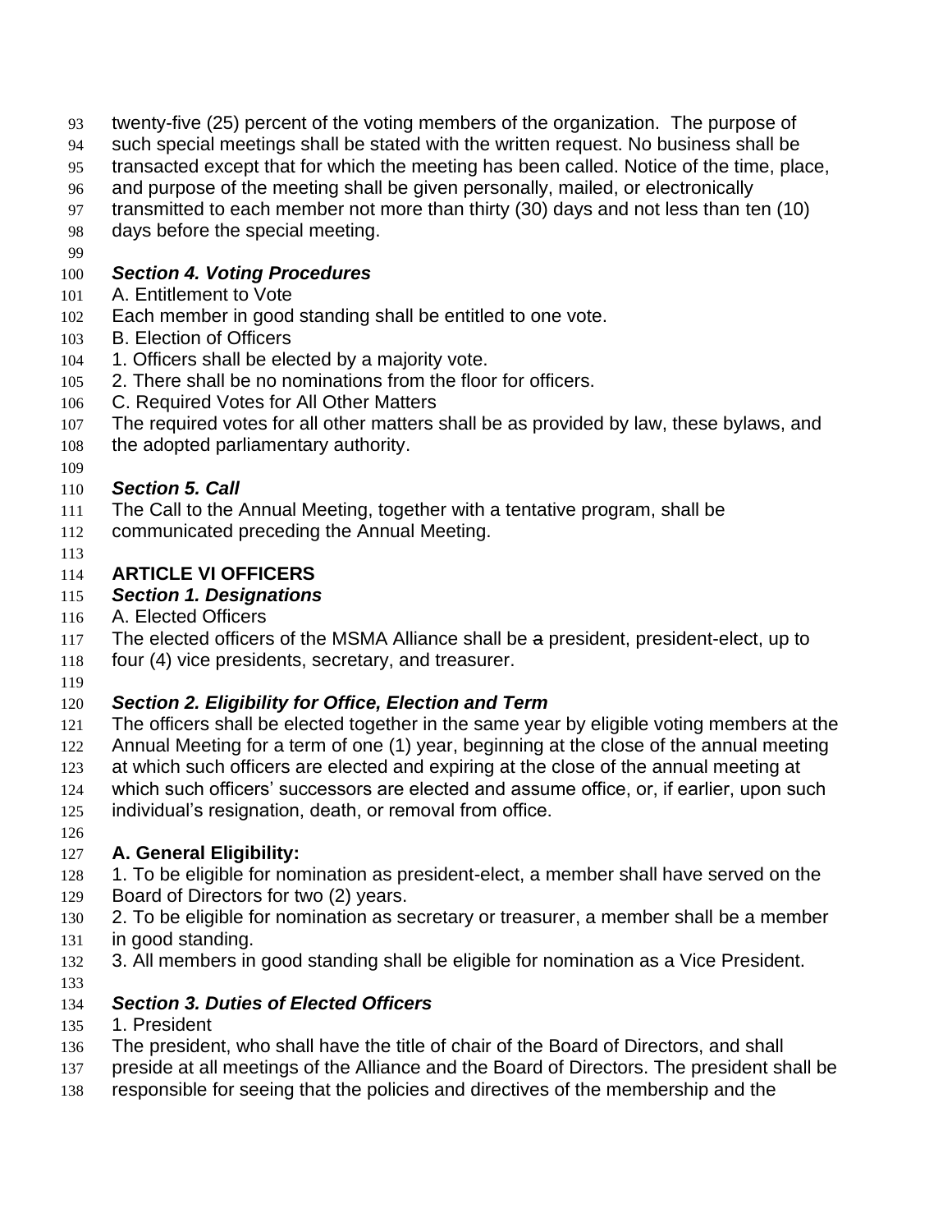twenty-five (25) percent of the voting members of the organization. The purpose of such special meetings shall be stated with the written request. No business shall be transacted except that for which the meeting has been called. Notice of the time, place, and purpose of the meeting shall be given personally, mailed, or electronically transmitted to each member not more than thirty (30) days and not less than ten (10) days before the special meeting.

### *Section 4. Voting Procedures*

A. Entitlement to Vote

Each member in good standing shall be entitled to one vote.

B. Election of Officers

1. Officers shall be elected by a majority vote.
2. There shall be no nominations from the floor for officers.

C. Required Votes for All Other Matters

The required votes for all other matters shall be as provided by law, these bylaws, and the adopted parliamentary authority.

### *Section 5. Call*

The Call to the Annual Meeting, together with a tentative program, shall be communicated preceding the Annual Meeting.

## ARTICLE VI OFFICERS

### *Section 1. Designations*

A. Elected Officers

The elected officers of the MSMA Alliance shall be ~~a~~ president, president-elect, up to four (4) vice presidents, secretary, and treasurer.

### *Section 2. Eligibility for Office, Election and Term*

The officers shall be elected together in the same year by eligible voting members at the Annual Meeting for a term of one (1) year, beginning at the close of the annual meeting at which such officers are elected and expiring at the close of the annual meeting at which such officers' successors are elected and assume office, or, if earlier, upon such individual's resignation, death, or removal from office.

**A. General Eligibility:**

1. To be eligible for nomination as president-elect, a member shall have served on the Board of Directors for two (2) years.
2. To be eligible for nomination as secretary or treasurer, a member shall be a member in good standing.
3. All members in good standing shall be eligible for nomination as a Vice President.

### *Section 3. Duties of Elected Officers*

1. President

The president, who shall have the title of chair of the Board of Directors, and shall preside at all meetings of the Alliance and the Board of Directors. The president shall be responsible for seeing that the policies and directives of the membership and the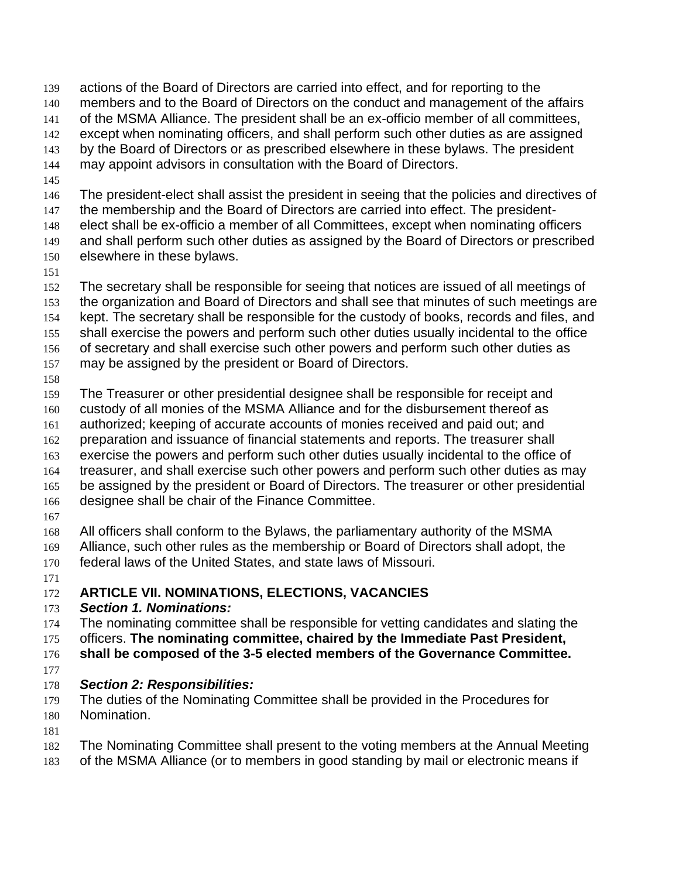actions of the Board of Directors are carried into effect, and for reporting to the members and to the Board of Directors on the conduct and management of the affairs of the MSMA Alliance. The president shall be an ex-officio member of all committees, except when nominating officers, and shall perform such other duties as are assigned by the Board of Directors or as prescribed elsewhere in these bylaws. The president may appoint advisors in consultation with the Board of Directors.

The president-elect shall assist the president in seeing that the policies and directives of the membership and the Board of Directors are carried into effect. The president-elect shall be ex-officio a member of all Committees, except when nominating officers and shall perform such other duties as assigned by the Board of Directors or prescribed elsewhere in these bylaws.

The secretary shall be responsible for seeing that notices are issued of all meetings of the organization and Board of Directors and shall see that minutes of such meetings are kept. The secretary shall be responsible for the custody of books, records and files, and shall exercise the powers and perform such other duties usually incidental to the office of secretary and shall exercise such other powers and perform such other duties as may be assigned by the president or Board of Directors.

The Treasurer or other presidential designee shall be responsible for receipt and custody of all monies of the MSMA Alliance and for the disbursement thereof as authorized; keeping of accurate accounts of monies received and paid out; and preparation and issuance of financial statements and reports. The treasurer shall exercise the powers and perform such other duties usually incidental to the office of treasurer, and shall exercise such other powers and perform such other duties as may be assigned by the president or Board of Directors. The treasurer or other presidential designee shall be chair of the Finance Committee.

All officers shall conform to the Bylaws, the parliamentary authority of the MSMA Alliance, such other rules as the membership or Board of Directors shall adopt, the federal laws of the United States, and state laws of Missouri.

## ARTICLE VII. NOMINATIONS, ELECTIONS, VACANCIES

***Section 1. Nominations:***

The nominating committee shall be responsible for vetting candidates and slating the officers. **The nominating committee, chaired by the Immediate Past President, shall be composed of the 3-5 elected members of the Governance Committee.**

***Section 2: Responsibilities:***

The duties of the Nominating Committee shall be provided in the Procedures for Nomination.

The Nominating Committee shall present to the voting members at the Annual Meeting of the MSMA Alliance (or to members in good standing by mail or electronic means if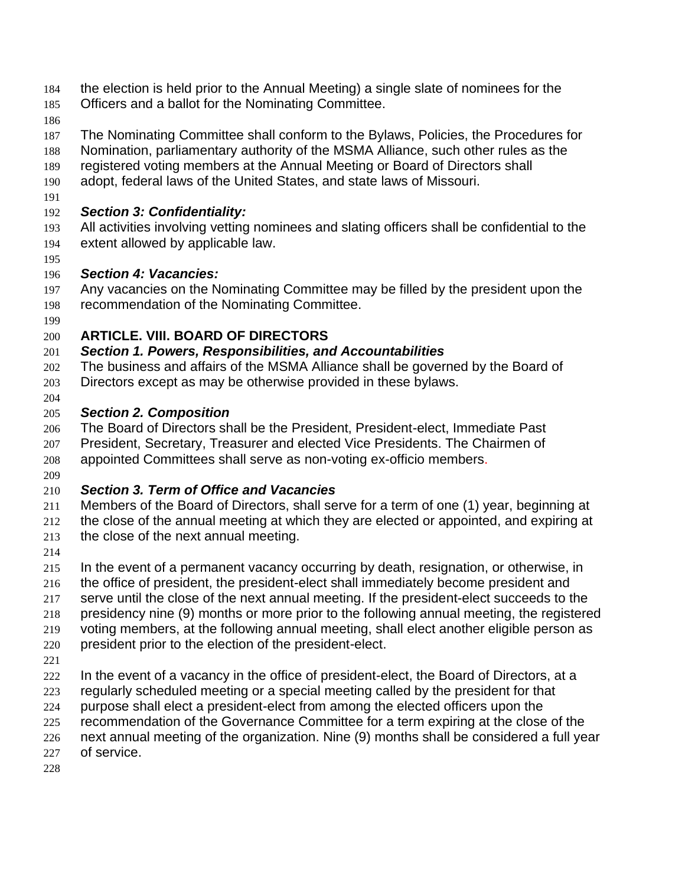the election is held prior to the Annual Meeting) a single slate of nominees for the Officers and a ballot for the Nominating Committee.

The Nominating Committee shall conform to the Bylaws, Policies, the Procedures for Nomination, parliamentary authority of the MSMA Alliance, such other rules as the registered voting members at the Annual Meeting or Board of Directors shall adopt, federal laws of the United States, and state laws of Missouri.

***Section 3: Confidentiality:***
All activities involving vetting nominees and slating officers shall be confidential to the extent allowed by applicable law.

***Section 4: Vacancies:***
Any vacancies on the Nominating Committee may be filled by the president upon the recommendation of the Nominating Committee.

## ARTICLE. VIII. BOARD OF DIRECTORS

***Section 1. Powers, Responsibilities, and Accountabilities***
The business and affairs of the MSMA Alliance shall be governed by the Board of Directors except as may be otherwise provided in these bylaws.

***Section 2. Composition***
The Board of Directors shall be the President, President-elect, Immediate Past President, Secretary, Treasurer and elected Vice Presidents. The Chairmen of appointed Committees shall serve as non-voting ex-officio members.

***Section 3. Term of Office and Vacancies***
Members of the Board of Directors, shall serve for a term of one (1) year, beginning at the close of the annual meeting at which they are elected or appointed, and expiring at the close of the next annual meeting.

In the event of a permanent vacancy occurring by death, resignation, or otherwise, in the office of president, the president-elect shall immediately become president and serve until the close of the next annual meeting. If the president-elect succeeds to the presidency nine (9) months or more prior to the following annual meeting, the registered voting members, at the following annual meeting, shall elect another eligible person as president prior to the election of the president-elect.

In the event of a vacancy in the office of president-elect, the Board of Directors, at a regularly scheduled meeting or a special meeting called by the president for that purpose shall elect a president-elect from among the elected officers upon the recommendation of the Governance Committee for a term expiring at the close of the next annual meeting of the organization. Nine (9) months shall be considered a full year of service.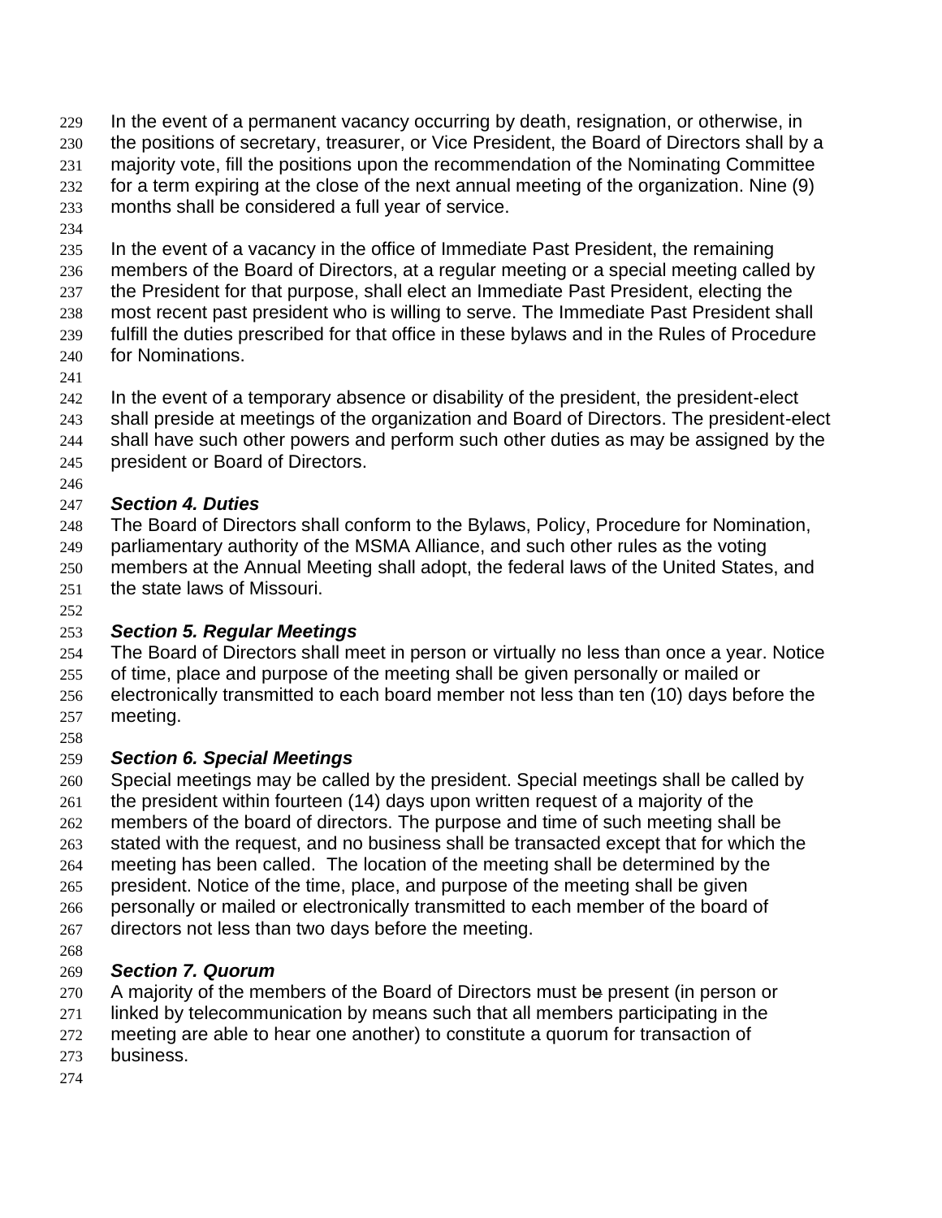In the event of a permanent vacancy occurring by death, resignation, or otherwise, in the positions of secretary, treasurer, or Vice President, the Board of Directors shall by a majority vote, fill the positions upon the recommendation of the Nominating Committee for a term expiring at the close of the next annual meeting of the organization. Nine (9) months shall be considered a full year of service.

In the event of a vacancy in the office of Immediate Past President, the remaining members of the Board of Directors, at a regular meeting or a special meeting called by the President for that purpose, shall elect an Immediate Past President, electing the most recent past president who is willing to serve. The Immediate Past President shall fulfill the duties prescribed for that office in these bylaws and in the Rules of Procedure for Nominations.

In the event of a temporary absence or disability of the president, the president-elect shall preside at meetings of the organization and Board of Directors. The president-elect shall have such other powers and perform such other duties as may be assigned by the president or Board of Directors.

### *Section 4. Duties*

The Board of Directors shall conform to the Bylaws, Policy, Procedure for Nomination, parliamentary authority of the MSMA Alliance, and such other rules as the voting members at the Annual Meeting shall adopt, the federal laws of the United States, and the state laws of Missouri.

### *Section 5. Regular Meetings*

The Board of Directors shall meet in person or virtually no less than once a year. Notice of time, place and purpose of the meeting shall be given personally or mailed or electronically transmitted to each board member not less than ten (10) days before the meeting.

### *Section 6. Special Meetings*

Special meetings may be called by the president. Special meetings shall be called by the president within fourteen (14) days upon written request of a majority of the members of the board of directors. The purpose and time of such meeting shall be stated with the request, and no business shall be transacted except that for which the meeting has been called. The location of the meeting shall be determined by the president. Notice of the time, place, and purpose of the meeting shall be given personally or mailed or electronically transmitted to each member of the board of directors not less than two days before the meeting.

### *Section 7. Quorum*

A majority of the members of the Board of Directors must be present (in person or linked by telecommunication by means such that all members participating in the meeting are able to hear one another) to constitute a quorum for transaction of business.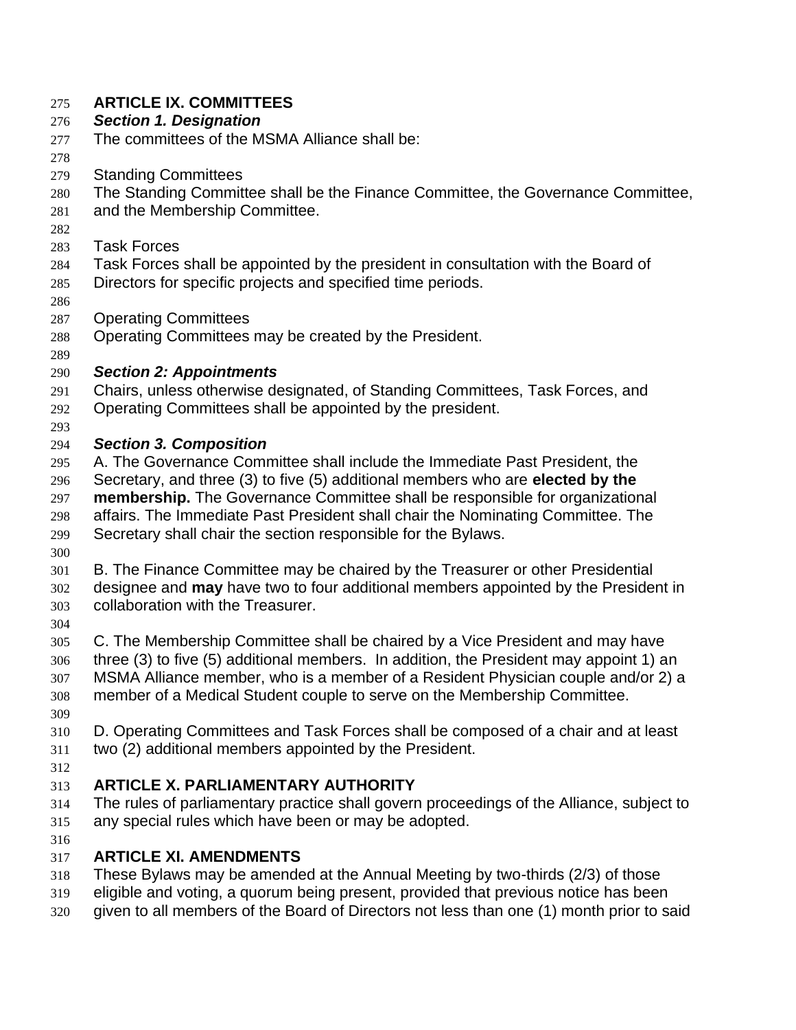## ARTICLE IX. COMMITTEES

### *Section 1. Designation*

The committees of the MSMA Alliance shall be:

Standing Committees

The Standing Committee shall be the Finance Committee, the Governance Committee, and the Membership Committee.

Task Forces

Task Forces shall be appointed by the president in consultation with the Board of Directors for specific projects and specified time periods.

Operating Committees

Operating Committees may be created by the President.

### *Section 2: Appointments*

Chairs, unless otherwise designated, of Standing Committees, Task Forces, and Operating Committees shall be appointed by the president.

### *Section 3. Composition*

A. The Governance Committee shall include the Immediate Past President, the Secretary, and three (3) to five (5) additional members who are **elected by the membership.** The Governance Committee shall be responsible for organizational affairs. The Immediate Past President shall chair the Nominating Committee. The Secretary shall chair the section responsible for the Bylaws.

B. The Finance Committee may be chaired by the Treasurer or other Presidential designee and **may** have two to four additional members appointed by the President in collaboration with the Treasurer.

C. The Membership Committee shall be chaired by a Vice President and may have three (3) to five (5) additional members. In addition, the President may appoint 1) an MSMA Alliance member, who is a member of a Resident Physician couple and/or 2) a member of a Medical Student couple to serve on the Membership Committee.

D. Operating Committees and Task Forces shall be composed of a chair and at least two (2) additional members appointed by the President.

## ARTICLE X. PARLIAMENTARY AUTHORITY

The rules of parliamentary practice shall govern proceedings of the Alliance, subject to any special rules which have been or may be adopted.

## ARTICLE XI. AMENDMENTS

These Bylaws may be amended at the Annual Meeting by two-thirds (2/3) of those eligible and voting, a quorum being present, provided that previous notice has been given to all members of the Board of Directors not less than one (1) month prior to said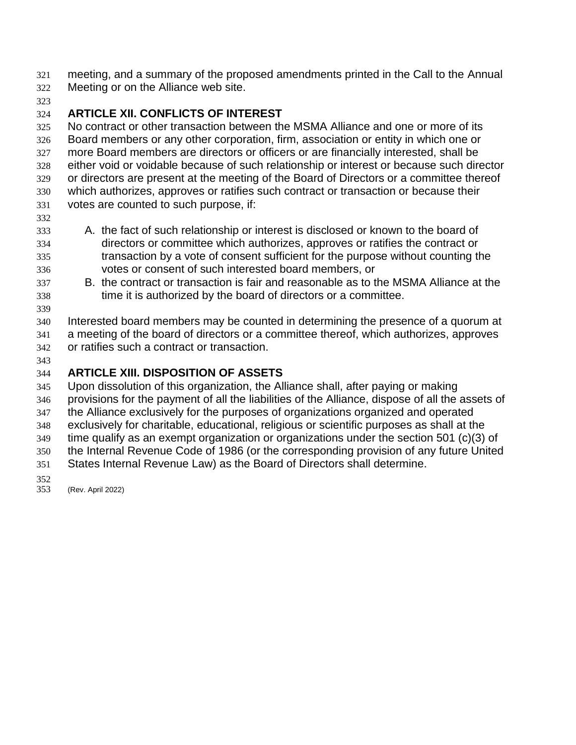meeting, and a summary of the proposed amendments printed in the Call to the Annual Meeting or on the Alliance web site.

## ARTICLE XII. CONFLICTS OF INTEREST

No contract or other transaction between the MSMA Alliance and one or more of its Board members or any other corporation, firm, association or entity in which one or more Board members are directors or officers or are financially interested, shall be either void or voidable because of such relationship or interest or because such director or directors are present at the meeting of the Board of Directors or a committee thereof which authorizes, approves or ratifies such contract or transaction or because their votes are counted to such purpose, if:

A. the fact of such relationship or interest is disclosed or known to the board of directors or committee which authorizes, approves or ratifies the contract or transaction by a vote of consent sufficient for the purpose without counting the votes or consent of such interested board members, or
B. the contract or transaction is fair and reasonable as to the MSMA Alliance at the time it is authorized by the board of directors or a committee.

Interested board members may be counted in determining the presence of a quorum at a meeting of the board of directors or a committee thereof, which authorizes, approves or ratifies such a contract or transaction.

## ARTICLE XIII. DISPOSITION OF ASSETS

Upon dissolution of this organization, the Alliance shall, after paying or making provisions for the payment of all the liabilities of the Alliance, dispose of all the assets of the Alliance exclusively for the purposes of organizations organized and operated exclusively for charitable, educational, religious or scientific purposes as shall at the time qualify as an exempt organization or organizations under the section 501 (c)(3) of the Internal Revenue Code of 1986 (or the corresponding provision of any future United States Internal Revenue Law) as the Board of Directors shall determine.

(Rev. April 2022)